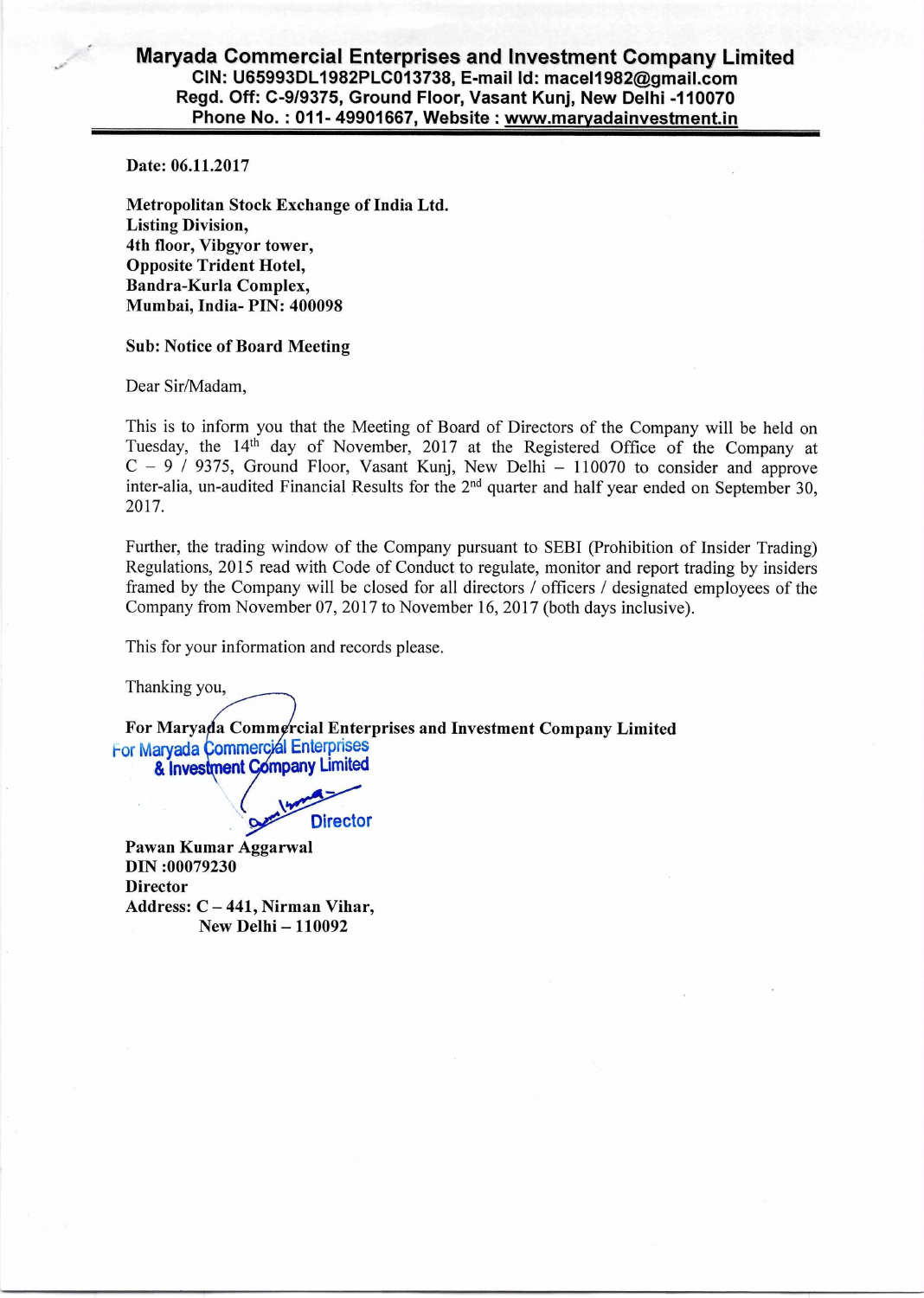# Maryada Commercial Enterprises and Investment Company Limited

**CIN: U65993DL1982PLC013738, E-mail Id: macel1982@gmail.com**
**Regd. Off: C-9/9375, Ground Floor, Vasant Kunj, New Delhi -110070**
**Phone No. : 011- 49901667, Website : www.maryadainvestment.in**

---

**Date: 06.11.2017**

**Metropolitan Stock Exchange of India Ltd.**
**Listing Division,**
**4th floor, Vibgyor tower,**
**Opposite Trident Hotel,**
**Bandra-Kurla Complex,**
**Mumbai, India- PIN: 400098**

**Sub: Notice of Board Meeting**

Dear Sir/Madam,

This is to inform you that the Meeting of Board of Directors of the Company will be held on Tuesday, the 14th day of November, 2017 at the Registered Office of the Company at C – 9 / 9375, Ground Floor, Vasant Kunj, New Delhi – 110070 to consider and approve inter-alia, un-audited Financial Results for the 2nd quarter and half year ended on September 30, 2017.

Further, the trading window of the Company pursuant to SEBI (Prohibition of Insider Trading) Regulations, 2015 read with Code of Conduct to regulate, monitor and report trading by insiders framed by the Company will be closed for all directors / officers / designated employees of the Company from November 07, 2017 to November 16, 2017 (both days inclusive).

This for your information and records please.

Thanking you,

**For Maryada Commercial Enterprises and Investment Company Limited**

For Maryada Commercial Enterprises
& Investment Company Limited

Director

**Pawan Kumar Aggarwal**
**DIN :00079230**
**Director**
**Address: C – 441, Nirman Vihar,**
**New Delhi – 110092**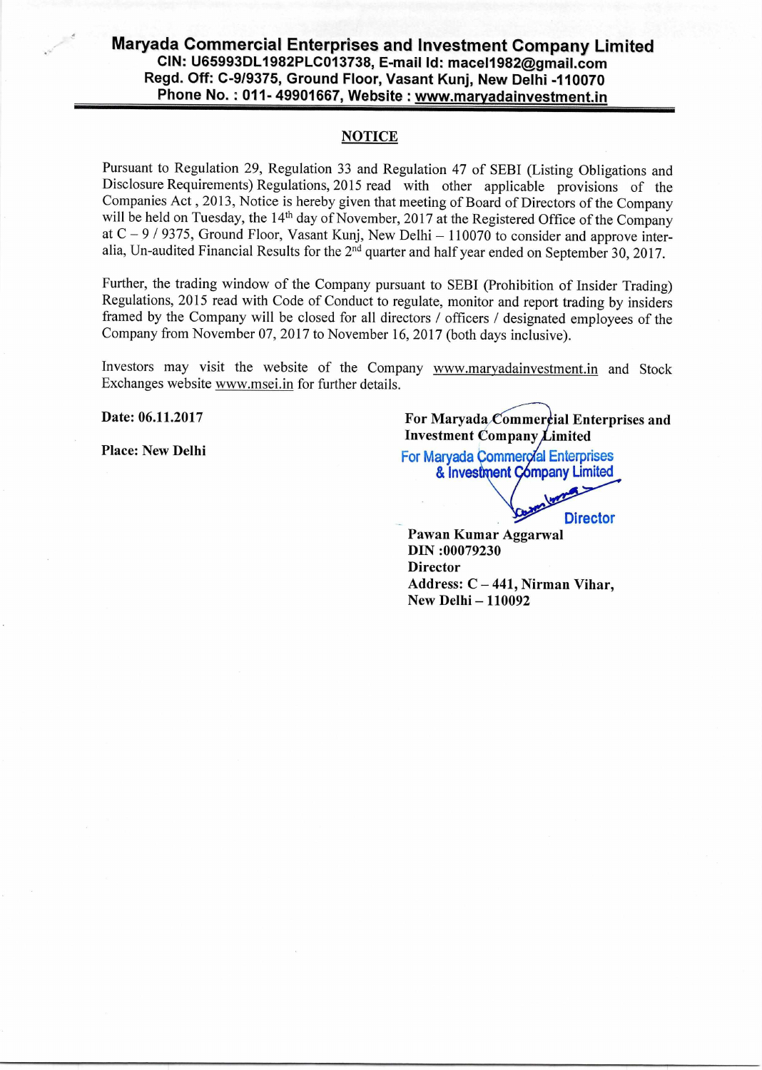# Maryada Commercial Enterprises and Investment Company Limited

**CIN: U65993DL1982PLC013738, E-mail Id: macel1982@gmail.com**
**Regd. Off: C-9/9375, Ground Floor, Vasant Kunj, New Delhi -110070**
**Phone No. : 011- 49901667, Website : www.maryadainvestment.in**

## NOTICE

Pursuant to Regulation 29, Regulation 33 and Regulation 47 of SEBI (Listing Obligations and Disclosure Requirements) Regulations, 2015 read with other applicable provisions of the Companies Act , 2013, Notice is hereby given that meeting of Board of Directors of the Company will be held on Tuesday, the 14th day of November, 2017 at the Registered Office of the Company at C – 9 / 9375, Ground Floor, Vasant Kunj, New Delhi – 110070 to consider and approve inter-alia, Un-audited Financial Results for the 2nd quarter and half year ended on September 30, 2017.

Further, the trading window of the Company pursuant to SEBI (Prohibition of Insider Trading) Regulations, 2015 read with Code of Conduct to regulate, monitor and report trading by insiders framed by the Company will be closed for all directors / officers / designated employees of the Company from November 07, 2017 to November 16, 2017 (both days inclusive).

Investors may visit the website of the Company www.maryadainvestment.in and Stock Exchanges website www.msei.in for further details.

**Date: 06.11.2017**

**Place: New Delhi**

**For Maryada Commercial Enterprises and Investment Company Limited**

For Maryada Commercial Enterprises & Investment Company Limited

Director

**Pawan Kumar Aggarwal**
**DIN :00079230**
**Director**
**Address: C – 441, Nirman Vihar, New Delhi – 110092**